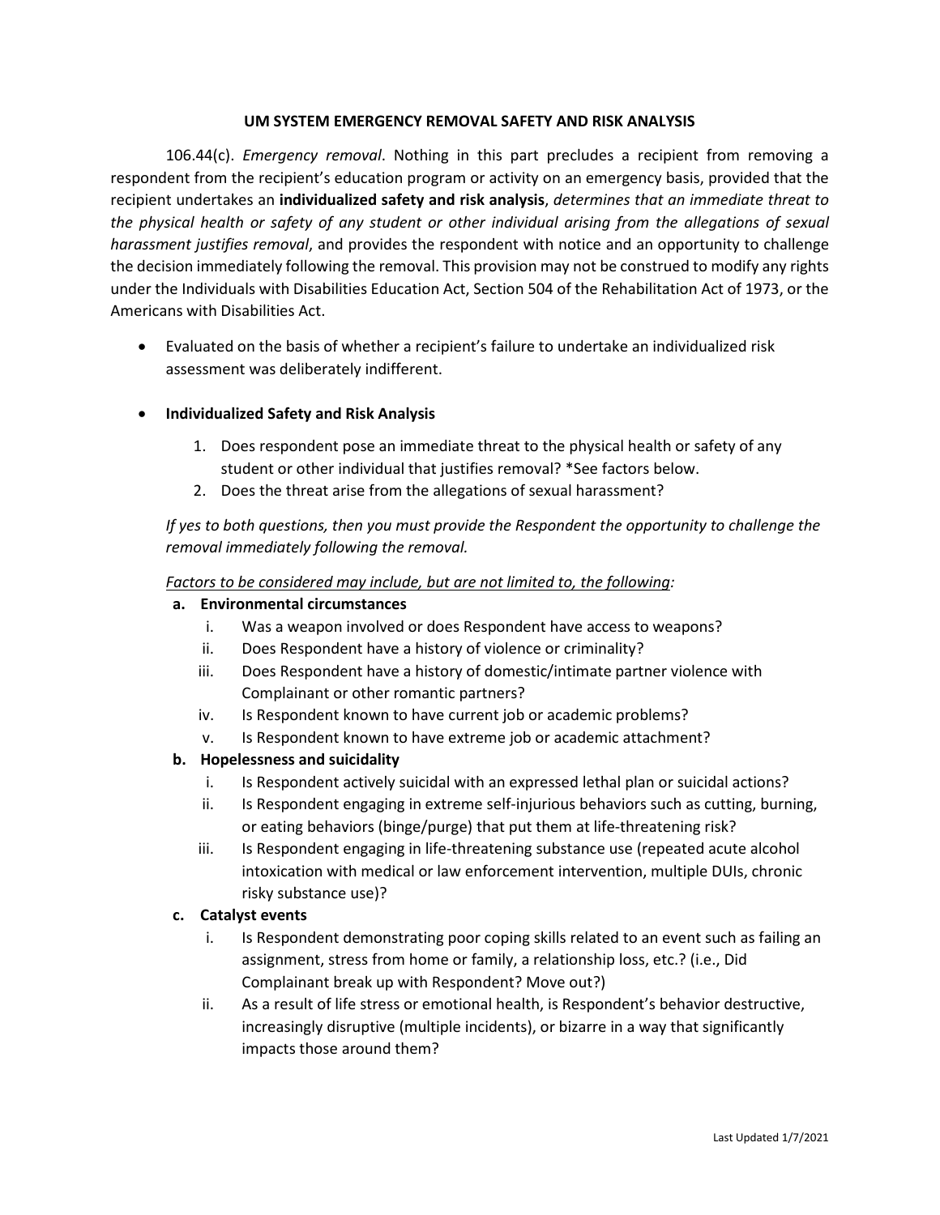# UM SYSTEM EMERGENCY REMOVAL SAFETY AND RISK ANALYSIS

106.44(c). *Emergency removal*. Nothing in this part precludes a recipient from removing a respondent from the recipient's education program or activity on an emergency basis, provided that the recipient undertakes an **individualized safety and risk analysis**, *determines that an immediate threat to the physical health or safety of any student or other individual arising from the allegations of sexual harassment justifies removal*, and provides the respondent with notice and an opportunity to challenge the decision immediately following the removal. This provision may not be construed to modify any rights under the Individuals with Disabilities Education Act, Section 504 of the Rehabilitation Act of 1973, or the Americans with Disabilities Act.

- Evaluated on the basis of whether a recipient's failure to undertake an individualized risk assessment was deliberately indifferent.

- **Individualized Safety and Risk Analysis**
  1. Does respondent pose an immediate threat to the physical health or safety of any student or other individual that justifies removal? *See factors below.
  2. Does the threat arise from the allegations of sexual harassment?

  *If yes to both questions, then you must provide the Respondent the opportunity to challenge the removal immediately following the removal.*

  *<u>Factors to be considered may include, but are not limited to, the following:</u>*

  **a. Environmental circumstances**
  - i. Was a weapon involved or does Respondent have access to weapons?
  - ii. Does Respondent have a history of violence or criminality?
  - iii. Does Respondent have a history of domestic/intimate partner violence with Complainant or other romantic partners?
  - iv. Is Respondent known to have current job or academic problems?
  - v. Is Respondent known to have extreme job or academic attachment?

  **b. Hopelessness and suicidality**
  - i. Is Respondent actively suicidal with an expressed lethal plan or suicidal actions?
  - ii. Is Respondent engaging in extreme self-injurious behaviors such as cutting, burning, or eating behaviors (binge/purge) that put them at life-threatening risk?
  - iii. Is Respondent engaging in life-threatening substance use (repeated acute alcohol intoxication with medical or law enforcement intervention, multiple DUIs, chronic risky substance use)?

  **c. Catalyst events**
  - i. Is Respondent demonstrating poor coping skills related to an event such as failing an assignment, stress from home or family, a relationship loss, etc.? (i.e., Did Complainant break up with Respondent? Move out?)
  - ii. As a result of life stress or emotional health, is Respondent's behavior destructive, increasingly disruptive (multiple incidents), or bizarre in a way that significantly impacts those around them?

Last Updated 1/7/2021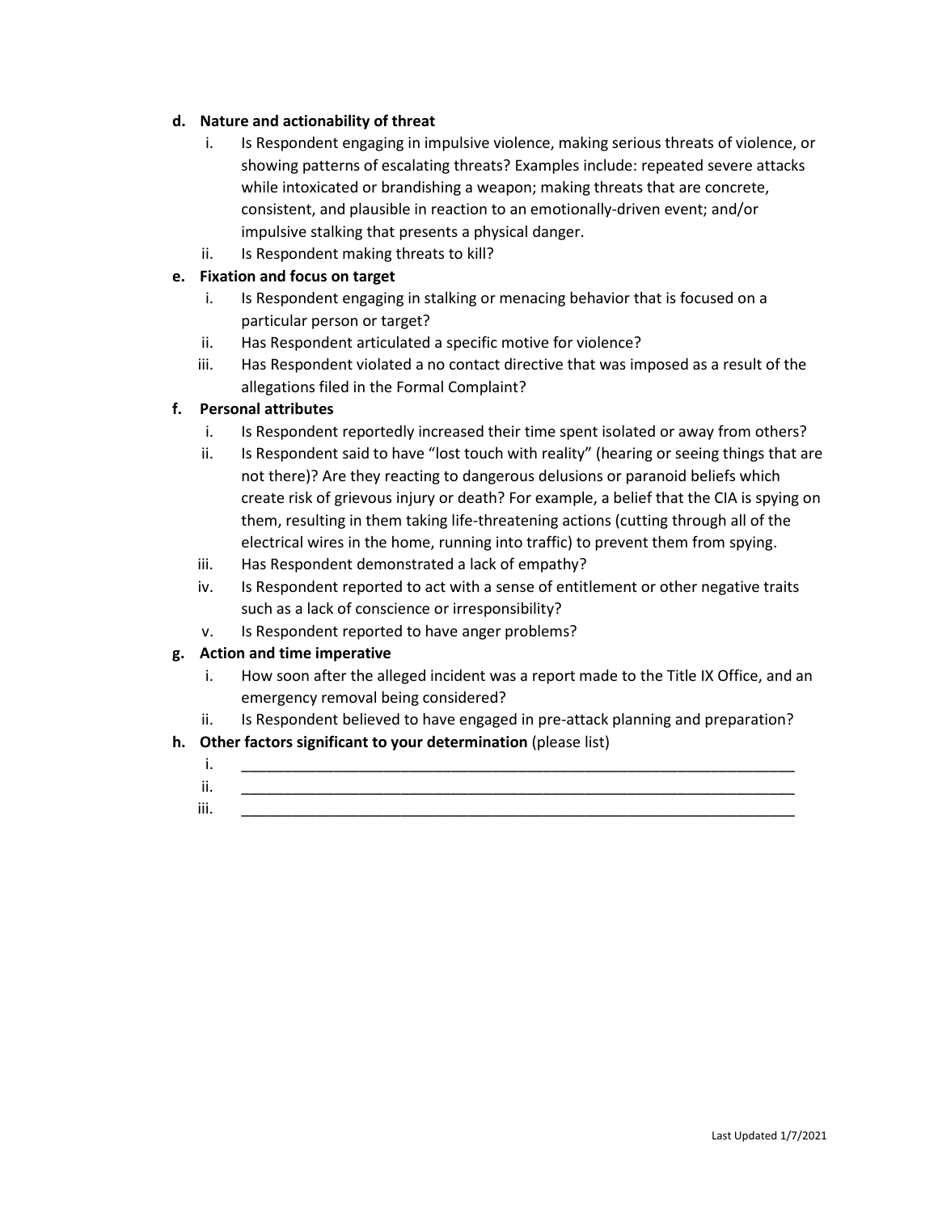**d. Nature and actionability of threat**

i. Is Respondent engaging in impulsive violence, making serious threats of violence, or showing patterns of escalating threats? Examples include: repeated severe attacks while intoxicated or brandishing a weapon; making threats that are concrete, consistent, and plausible in reaction to an emotionally-driven event; and/or impulsive stalking that presents a physical danger.

ii. Is Respondent making threats to kill?

**e. Fixation and focus on target**

i. Is Respondent engaging in stalking or menacing behavior that is focused on a particular person or target?

ii. Has Respondent articulated a specific motive for violence?

iii. Has Respondent violated a no contact directive that was imposed as a result of the allegations filed in the Formal Complaint?

**f. Personal attributes**

i. Is Respondent reportedly increased their time spent isolated or away from others?

ii. Is Respondent said to have "lost touch with reality" (hearing or seeing things that are not there)? Are they reacting to dangerous delusions or paranoid beliefs which create risk of grievous injury or death? For example, a belief that the CIA is spying on them, resulting in them taking life-threatening actions (cutting through all of the electrical wires in the home, running into traffic) to prevent them from spying.

iii. Has Respondent demonstrated a lack of empathy?

iv. Is Respondent reported to act with a sense of entitlement or other negative traits such as a lack of conscience or irresponsibility?

v. Is Respondent reported to have anger problems?

**g. Action and time imperative**

i. How soon after the alleged incident was a report made to the Title IX Office, and an emergency removal being considered?

ii. Is Respondent believed to have engaged in pre-attack planning and preparation?

**h. Other factors significant to your determination** (please list)

i. ______________________________________________________________________

ii. ______________________________________________________________________

iii. ______________________________________________________________________

Last Updated 1/7/2021